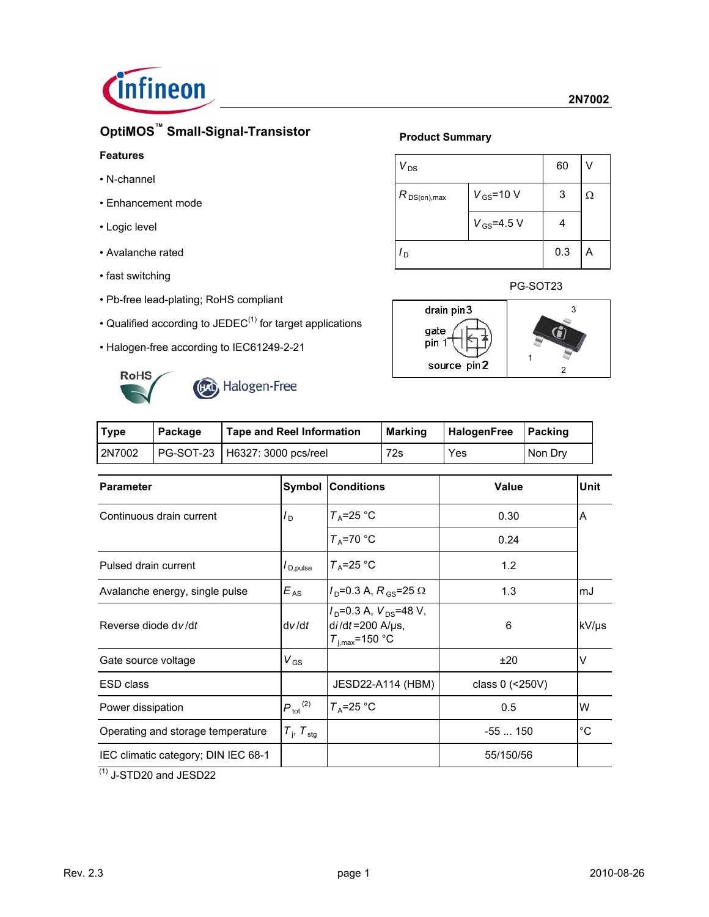# 2N7002

## OptiMOS™ Small-Signal-Transistor

### Features

- N-channel
- Enhancement mode
- Logic level
- Avalanche rated
- fast switching
- Pb-free lead-plating; RoHS compliant
- Qualified according to JEDEC[1] for target applications
- Halogen-free according to IEC61249-2-21

RoHS Halogen-Free

### Product Summary

| $V_{DS}$ | | 60 | V |
|---|---|---|---|
| $R_{DS(on),max}$ | $V_{GS}$=10 V | 3 | Ω |
| | $V_{GS}$=4.5 V | 4 | |
| $I_D$ | | 0.3 | A |

PG-SOT23

drain pin3, gate pin 1, source pin2

| Type | Package | Tape and Reel Information | Marking | HalogenFree | Packing |
|---|---|---|---|---|---|
| 2N7002 | PG-SOT-23 | H6327: 3000 pcs/reel | 72s | Yes | Non Dry |

| Parameter | Symbol | Conditions | Value | Unit |
|---|---|---|---|---|
| Continuous drain current | $I_D$ | $T_A$=25 °C | 0.30 | A |
| | | $T_A$=70 °C | 0.24 | |
| Pulsed drain current | $I_{D,pulse}$ | $T_A$=25 °C | 1.2 | |
| Avalanche energy, single pulse | $E_{AS}$ | $I_D$=0.3 A, $R_{GS}$=25 Ω | 1.3 | mJ |
| Reverse diode $dv/dt$ | $dv/dt$ | $I_D$=0.3 A, $V_{DS}$=48 V, $di/dt$=200 A/µs, $T_{j,max}$=150 °C | 6 | kV/µs |
| Gate source voltage | $V_{GS}$ | | ±20 | V |
| ESD class | | JESD22-A114 (HBM) | class 0 (<250V) | |
| Power dissipation | $P_{tot}$ [2] | $T_A$=25 °C | 0.5 | W |
| Operating and storage temperature | $T_j$, $T_{stg}$ | | -55 ... 150 | °C |
| IEC climatic category; DIN IEC 68-1 | | | 55/150/56 | |

[1] J-STD20 and JESD22

Rev. 2.3 2010-08-26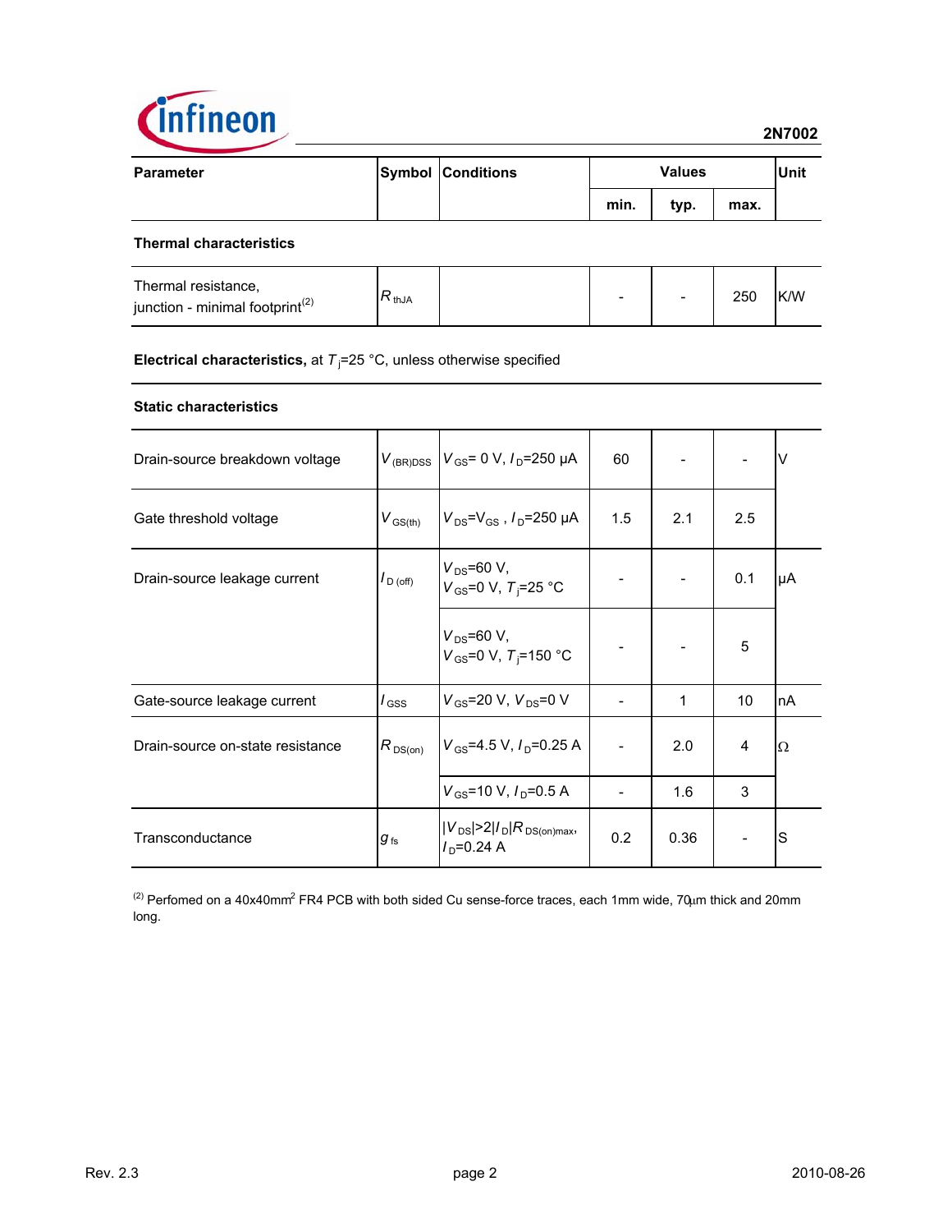| Parameter | Symbol | Conditions | Values | | | Unit |
|---|---|---|---|---|---|---|
| | | | min. | typ. | max. | |
| **Thermal characteristics** | | | | | | |
| Thermal resistance, junction - minimal footprint[2] | $R_{thJA}$ | | - | - | 250 | K/W |
| **Electrical characteristics,** at $T_j$=25 °C, unless otherwise specified | | | | | | |
| **Static characteristics** | | | | | | |
| Drain-source breakdown voltage | $V_{(BR)DSS}$ | $V_{GS}$= 0 V, $I_D$=250 µA | 60 | - | - | V |
| Gate threshold voltage | $V_{GS(th)}$ | $V_{DS}$=$V_{GS}$ , $I_D$=250 µA | 1.5 | 2.1 | 2.5 | |
| Drain-source leakage current | $I_{D (off)}$ | $V_{DS}$=60 V, $V_{GS}$=0 V, $T_j$=25 °C | - | - | 0.1 | µA |
| | | $V_{DS}$=60 V, $V_{GS}$=0 V, $T_j$=150 °C | - | - | 5 | |
| Gate-source leakage current | $I_{GSS}$ | $V_{GS}$=20 V, $V_{DS}$=0 V | - | 1 | 10 | nA |
| Drain-source on-state resistance | $R_{DS(on)}$ | $V_{GS}$=4.5 V, $I_D$=0.25 A | - | 2.0 | 4 | Ω |
| | | $V_{GS}$=10 V, $I_D$=0.5 A | - | 1.6 | 3 | |
| Transconductance | $g_{fs}$ | $\|V_{DS}\|>2\|I_D\|R_{DS(on)max}$, $I_D$=0.24 A | 0.2 | 0.36 | - | S |

[2] Perfomed on a 40x40mm² FR4 PCB with both sided Cu sense-force traces, each 1mm wide, 70µm thick and 20mm long.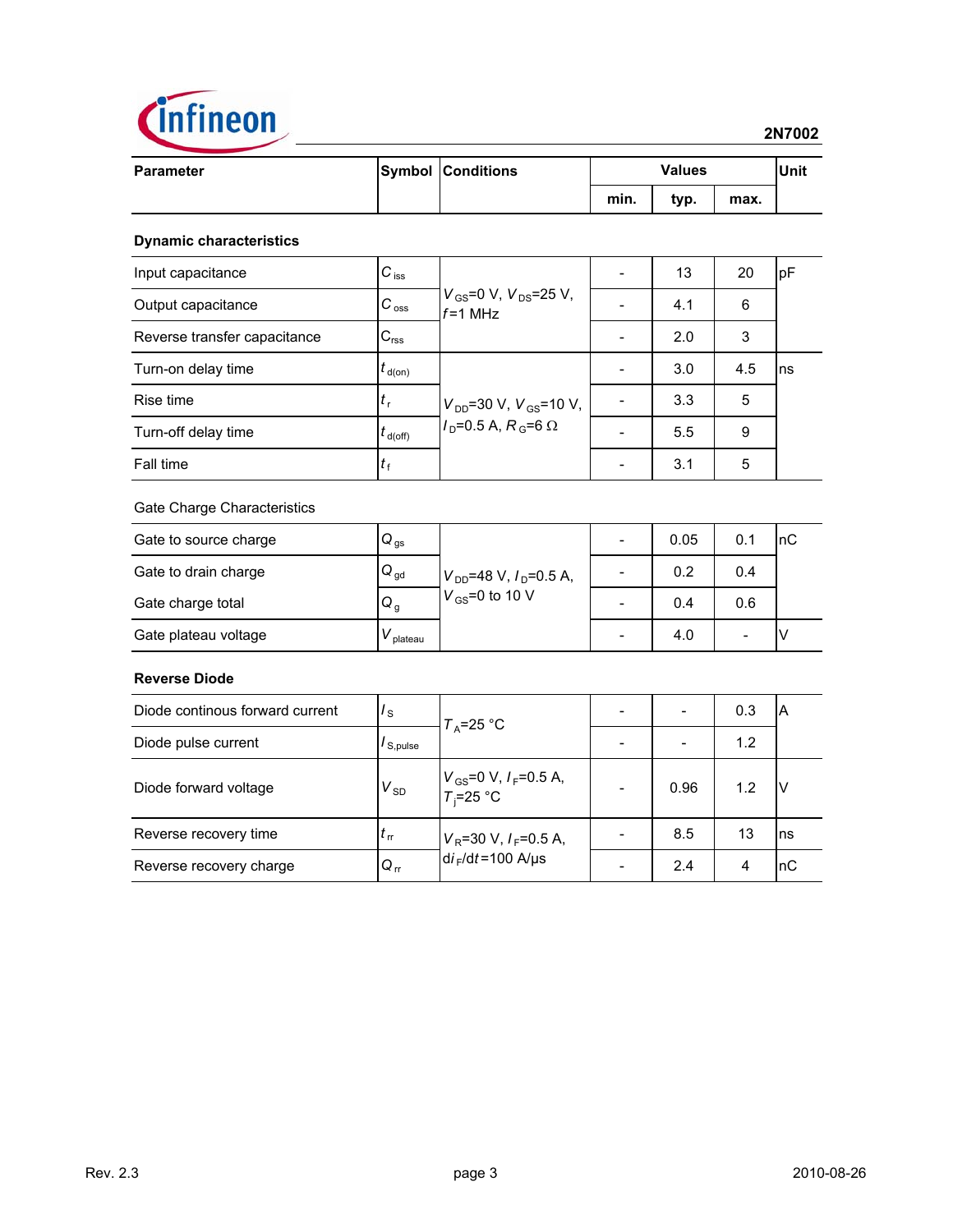| Parameter | Symbol | Conditions | Values | | | Unit |
|---|---|---|---|---|---|---|
| | | | min. | typ. | max. | |
| **Dynamic characteristics** | | | | | | |
| Input capacitance | $C_{iss}$ | $V_{GS}$=0 V, $V_{DS}$=25 V, $f$=1 MHz | - | 13 | 20 | pF |
| Output capacitance | $C_{oss}$ | | - | 4.1 | 6 | |
| Reverse transfer capacitance | $C_{rss}$ | | - | 2.0 | 3 | |
| Turn-on delay time | $t_{d(on)}$ | $V_{DD}$=30 V, $V_{GS}$=10 V, $I_D$=0.5 A, $R_G$=6 Ω | - | 3.0 | 4.5 | ns |
| Rise time | $t_r$ | | - | 3.3 | 5 | |
| Turn-off delay time | $t_{d(off)}$ | | - | 5.5 | 9 | |
| Fall time | $t_f$ | | - | 3.1 | 5 | |
| Gate Charge Characteristics | | | | | | |
| Gate to source charge | $Q_{gs}$ | $V_{DD}$=48 V, $I_D$=0.5 A, $V_{GS}$=0 to 10 V | - | 0.05 | 0.1 | nC |
| Gate to drain charge | $Q_{gd}$ | | - | 0.2 | 0.4 | |
| Gate charge total | $Q_g$ | | - | 0.4 | 0.6 | |
| Gate plateau voltage | $V_{plateau}$ | | - | 4.0 | - | V |
| **Reverse Diode** | | | | | | |
| Diode continous forward current | $I_S$ | $T_A$=25 °C | - | - | 0.3 | A |
| Diode pulse current | $I_{S,pulse}$ | | - | - | 1.2 | |
| Diode forward voltage | $V_{SD}$ | $V_{GS}$=0 V, $I_F$=0.5 A, $T_j$=25 °C | - | 0.96 | 1.2 | V |
| Reverse recovery time | $t_{rr}$ | $V_R$=30 V, $I_F$=0.5 A, $di_F/dt$=100 A/µs | - | 8.5 | 13 | ns |
| Reverse recovery charge | $Q_{rr}$ | | - | 2.4 | 4 | nC |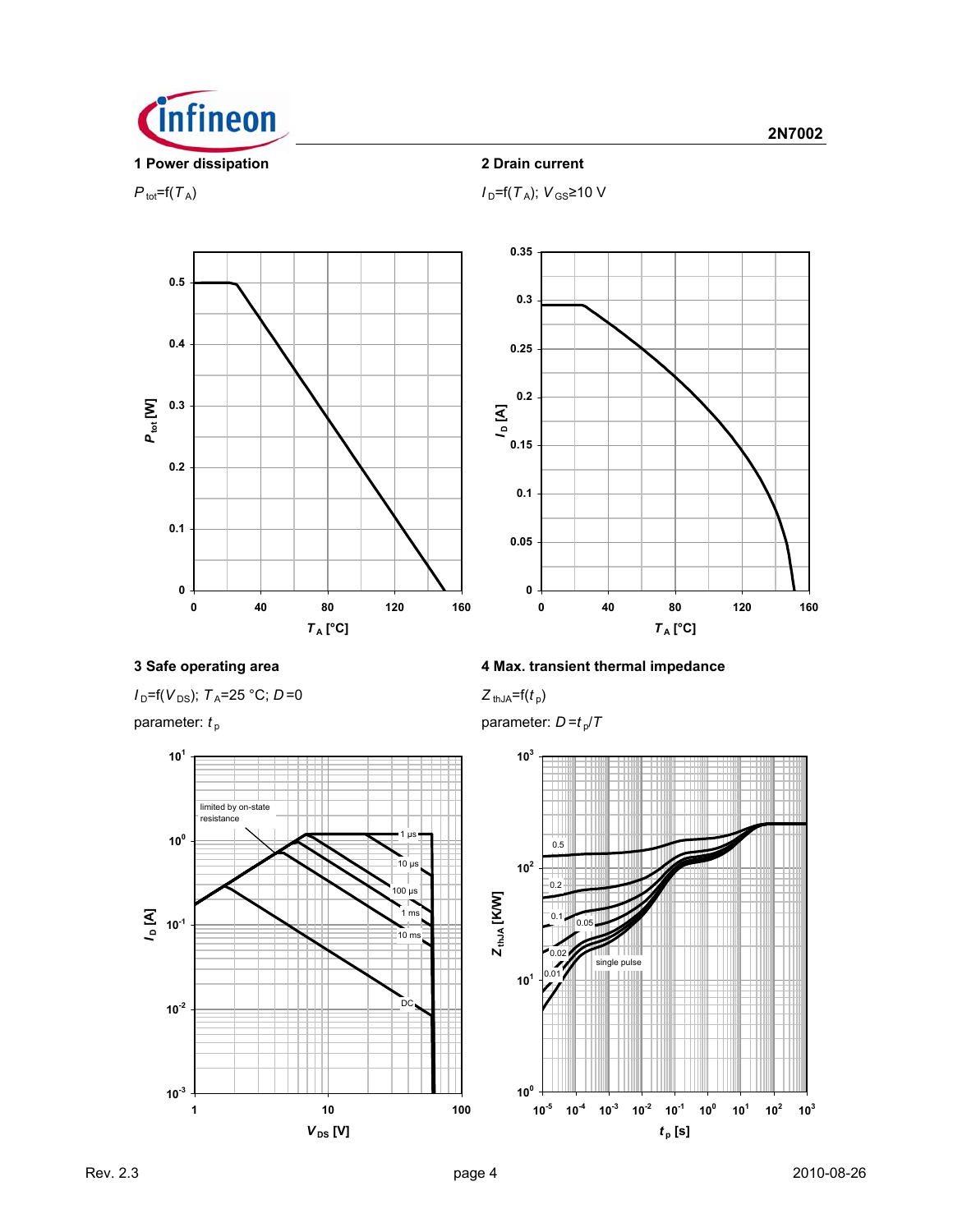**1 Power dissipation**

$P_{tot}$=f($T_A$)

**2 Drain current**

$I_D$=f($T_A$); $V_{GS}$≥10 V

**3 Safe operating area**

$I_D$=f($V_{DS}$); $T_A$=25 °C; $D$=0

parameter: $t_p$

**4 Max. transient thermal impedance**

$Z_{thJA}$=f($t_p$)

parameter: $D$=$t_p$/$T$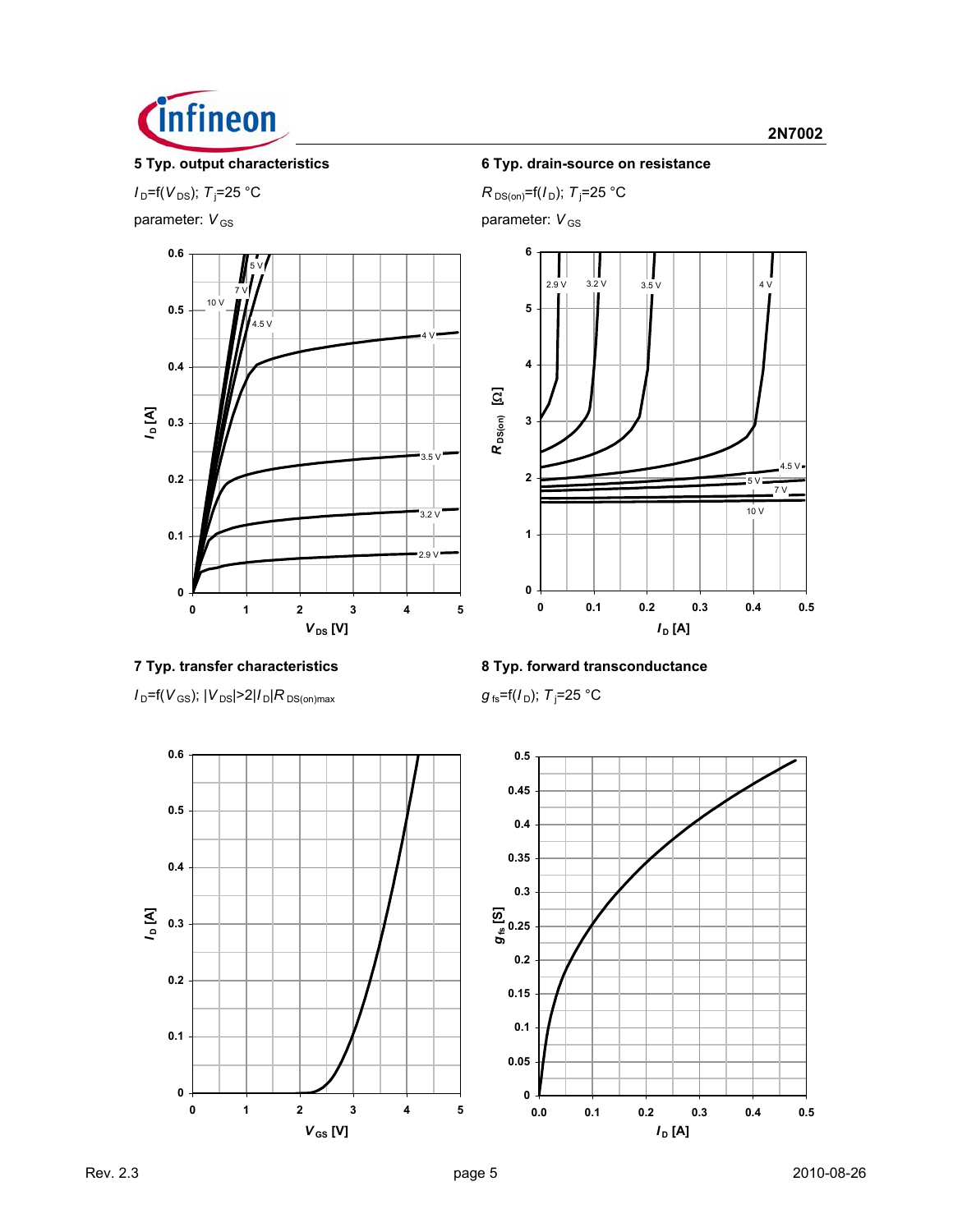## 5 Typ. output characteristics

$I_D = f(V_{DS})$; $T_j = 25\ °C$

parameter: $V_{GS}$

## 6 Typ. drain-source on resistance

$R_{DS(on)} = f(I_D)$; $T_j = 25\ °C$

parameter: $V_{GS}$

## 7 Typ. transfer characteristics

$I_D = f(V_{GS})$; $|V_{DS}| > 2|I_D|R_{DS(on)max}$

## 8 Typ. forward transconductance

$g_{fs} = f(I_D)$; $T_j = 25\ °C$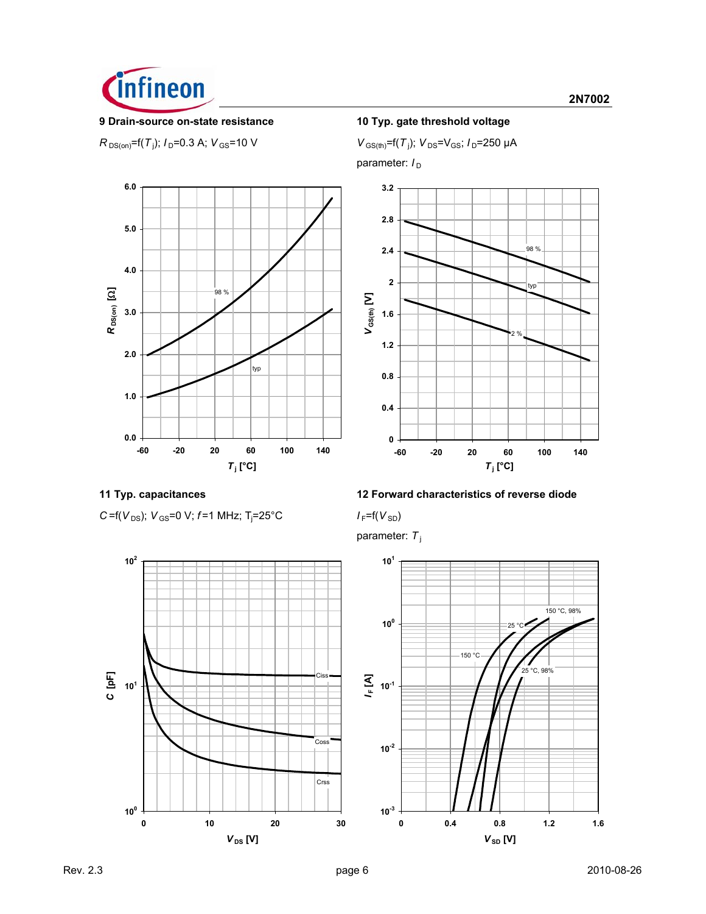### 9 Drain-source on-state resistance

$R_{DS(on)}=f(T_j)$; $I_D=0.3$ A; $V_{GS}=10$ V

### 10 Typ. gate threshold voltage

$V_{GS(th)}=f(T_j)$; $V_{DS}=V_{GS}$; $I_D=250$ µA

parameter: $I_D$

### 11 Typ. capacitances

$C=f(V_{DS})$; $V_{GS}=0$ V; $f=1$ MHz; $T_j=25$°C

### 12 Forward characteristics of reverse diode

$I_F=f(V_{SD})$

parameter: $T_j$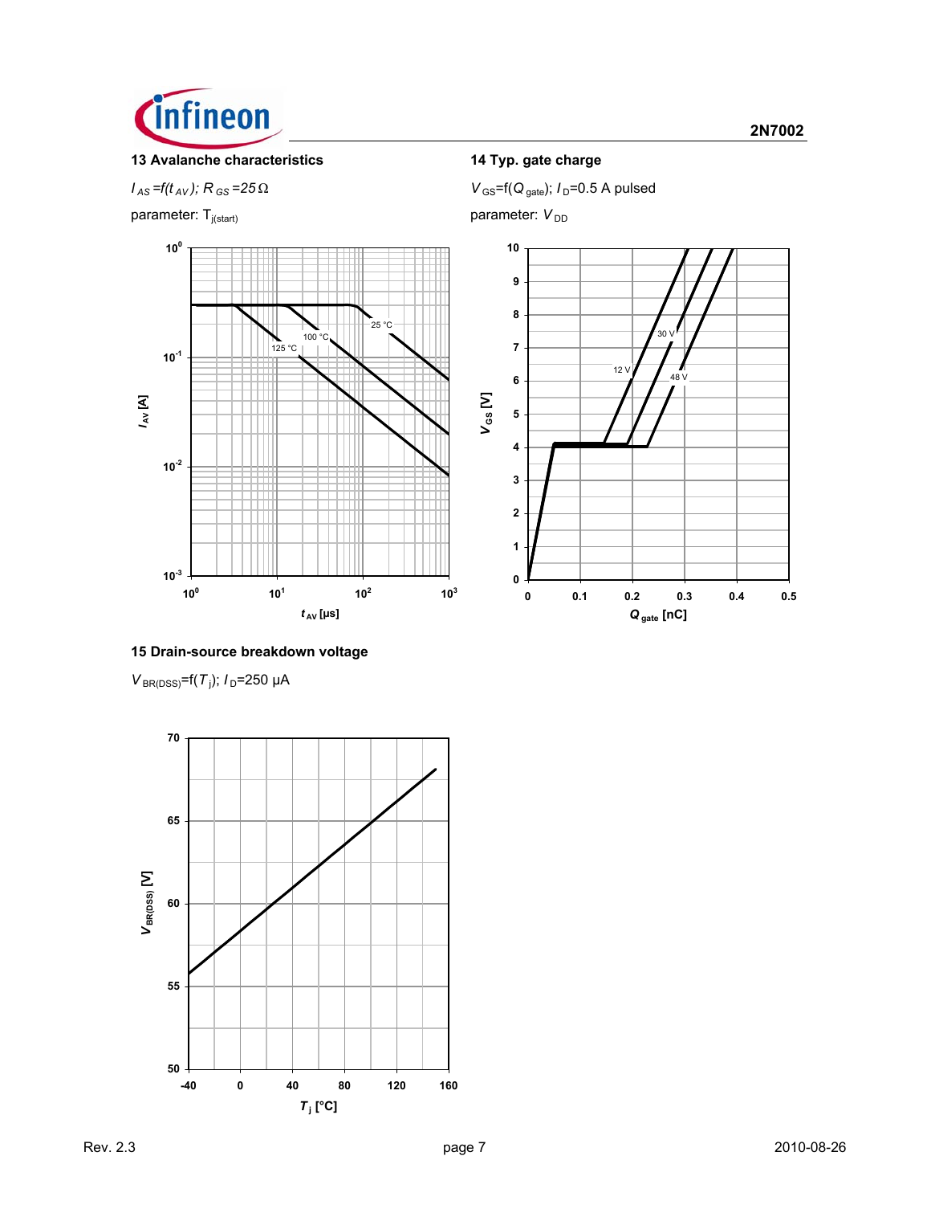### 13 Avalanche characteristics

$I_{AS}=f(t_{AV})$; $R_{GS}=25\,\Omega$

parameter: $T_{j(start)}$

### 14 Typ. gate charge

$V_{GS}=f(Q_{gate})$; $I_D=0.5$ A pulsed

parameter: $V_{DD}$

### 15 Drain-source breakdown voltage

$V_{BR(DSS)}=f(T_j)$; $I_D=250$ µA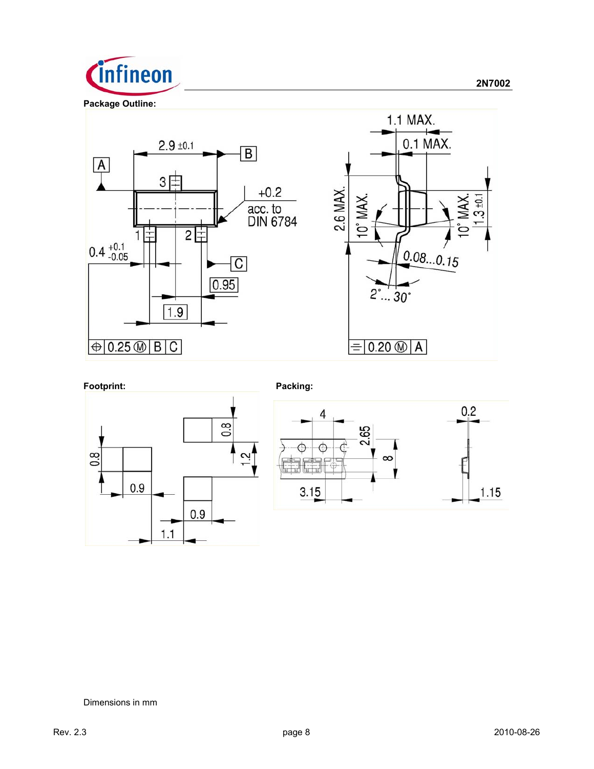**Package Outline:**

**Footprint:**

**Packing:**

Dimensions in mm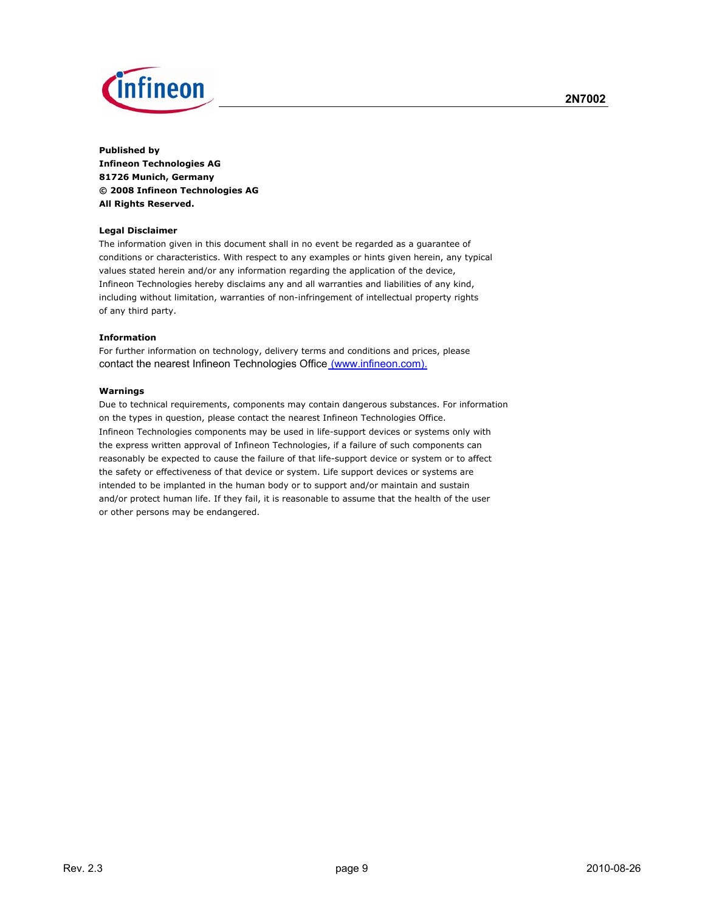**Published by**
**Infineon Technologies AG**
**81726 Munich, Germany**
**© 2008 Infineon Technologies AG**
**All Rights Reserved.**

**Legal Disclaimer**

The information given in this document shall in no event be regarded as a guarantee of conditions or characteristics. With respect to any examples or hints given herein, any typical values stated herein and/or any information regarding the application of the device, Infineon Technologies hereby disclaims any and all warranties and liabilities of any kind, including without limitation, warranties of non-infringement of intellectual property rights of any third party.

**Information**

For further information on technology, delivery terms and conditions and prices, please contact the nearest Infineon Technologies Office (www.infineon.com).

**Warnings**

Due to technical requirements, components may contain dangerous substances. For information on the types in question, please contact the nearest Infineon Technologies Office.
Infineon Technologies components may be used in life-support devices or systems only with the express written approval of Infineon Technologies, if a failure of such components can reasonably be expected to cause the failure of that life-support device or system or to affect the safety or effectiveness of that device or system. Life support devices or systems are intended to be implanted in the human body or to support and/or maintain and sustain and/or protect human life. If they fail, it is reasonable to assume that the health of the user or other persons may be endangered.